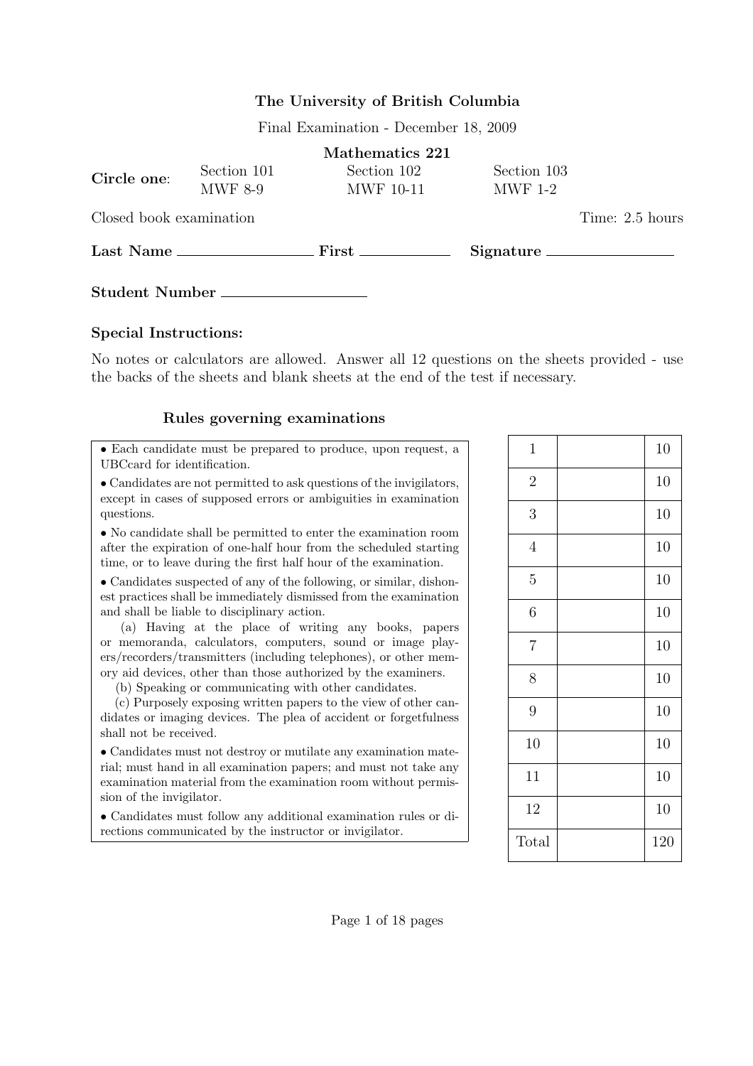**The University of British Columbia**

Final Examination - December 18, 2009

**Mathematics 221**

**Circle one**: Section 101 MWF 8-9 Section 102 MWF 10-11 Section 103 MWF 1-2

Closed book examination Time: 2.5 hours

**Last Name** ____________ **First** ____________ **Signature** ____________

**Student Number** ____________

**Special Instructions:**

No notes or calculators are allowed. Answer all 12 questions on the sheets provided - use the backs of the sheets and blank sheets at the end of the test if necessary.

### Rules governing examinations

- Each candidate must be prepared to produce, upon request, a UBCcard for identification.
- Candidates are not permitted to ask questions of the invigilators, except in cases of supposed errors or ambiguities in examination questions.
- No candidate shall be permitted to enter the examination room after the expiration of one-half hour from the scheduled starting time, or to leave during the first half hour of the examination.
- Candidates suspected of any of the following, or similar, dishonest practices shall be immediately dismissed from the examination and shall be liable to disciplinary action.
  (a) Having at the place of writing any books, papers or memoranda, calculators, computers, sound or image players/recorders/transmitters (including telephones), or other memory aid devices, other than those authorized by the examiners.
  (b) Speaking or communicating with other candidates.
  (c) Purposely exposing written papers to the view of other candidates or imaging devices. The plea of accident or forgetfulness shall not be received.
- Candidates must not destroy or mutilate any examination material; must hand in all examination papers; and must not take any examination material from the examination room without permission of the invigilator.
- Candidates must follow any additional examination rules or directions communicated by the instructor or invigilator.

| | | |
|---|---|---|
| 1 | | 10 |
| 2 | | 10 |
| 3 | | 10 |
| 4 | | 10 |
| 5 | | 10 |
| 6 | | 10 |
| 7 | | 10 |
| 8 | | 10 |
| 9 | | 10 |
| 10 | | 10 |
| 11 | | 10 |
| 12 | | 10 |
| Total | | 120 |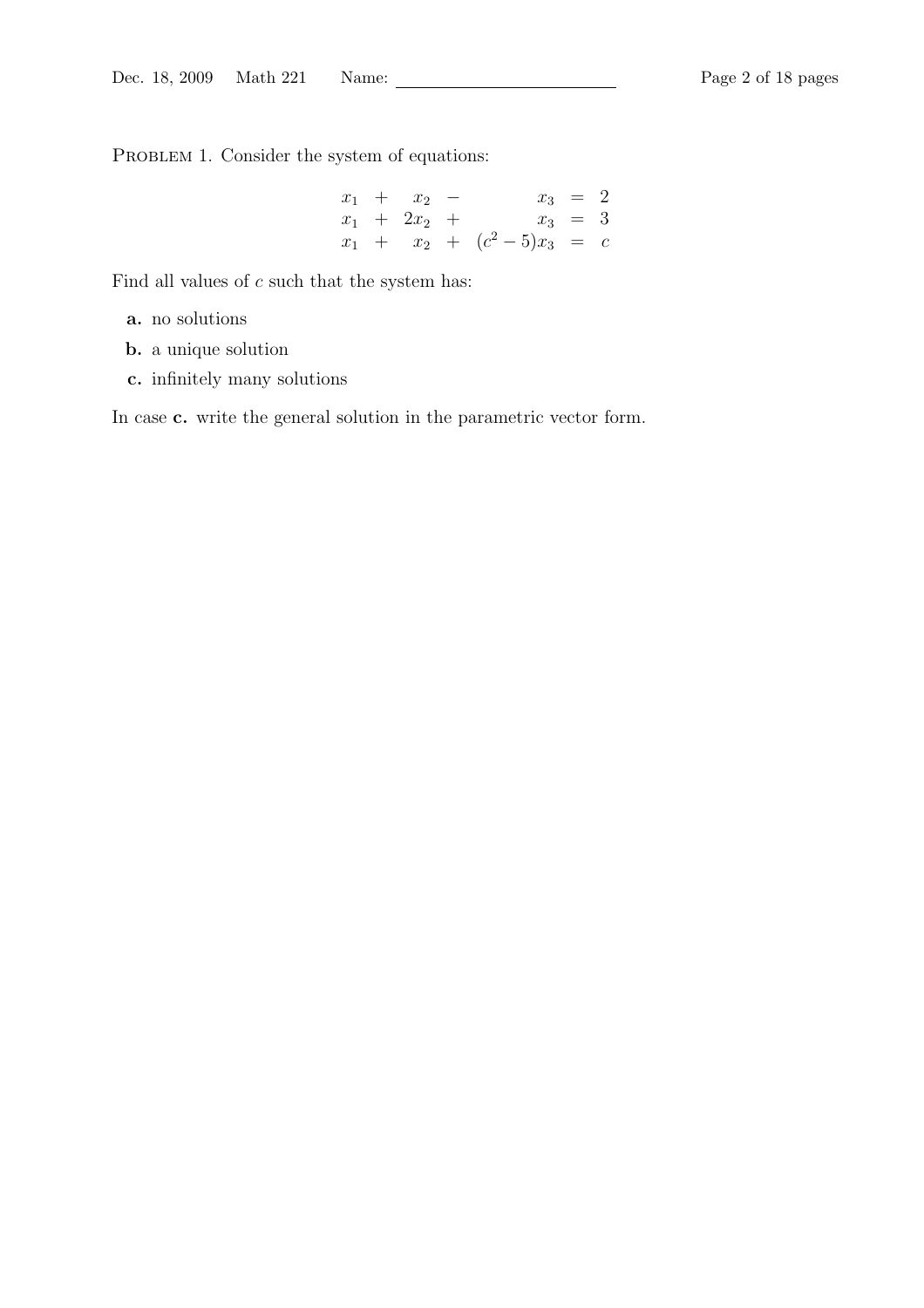Problem 1. Consider the system of equations:

$$
\begin{array}{rcrcrcl}
x_1 & + & x_2 & - & x_3 & = & 2 \\
x_1 & + & 2x_2 & + & x_3 & = & 3 \\
x_1 & + & x_2 & + & (c^2-5)x_3 & = & c
\end{array}
$$

Find all values of $c$ such that the system has:

- **a.** no solutions
- **b.** a unique solution
- **c.** infinitely many solutions

In case **c.** write the general solution in the parametric vector form.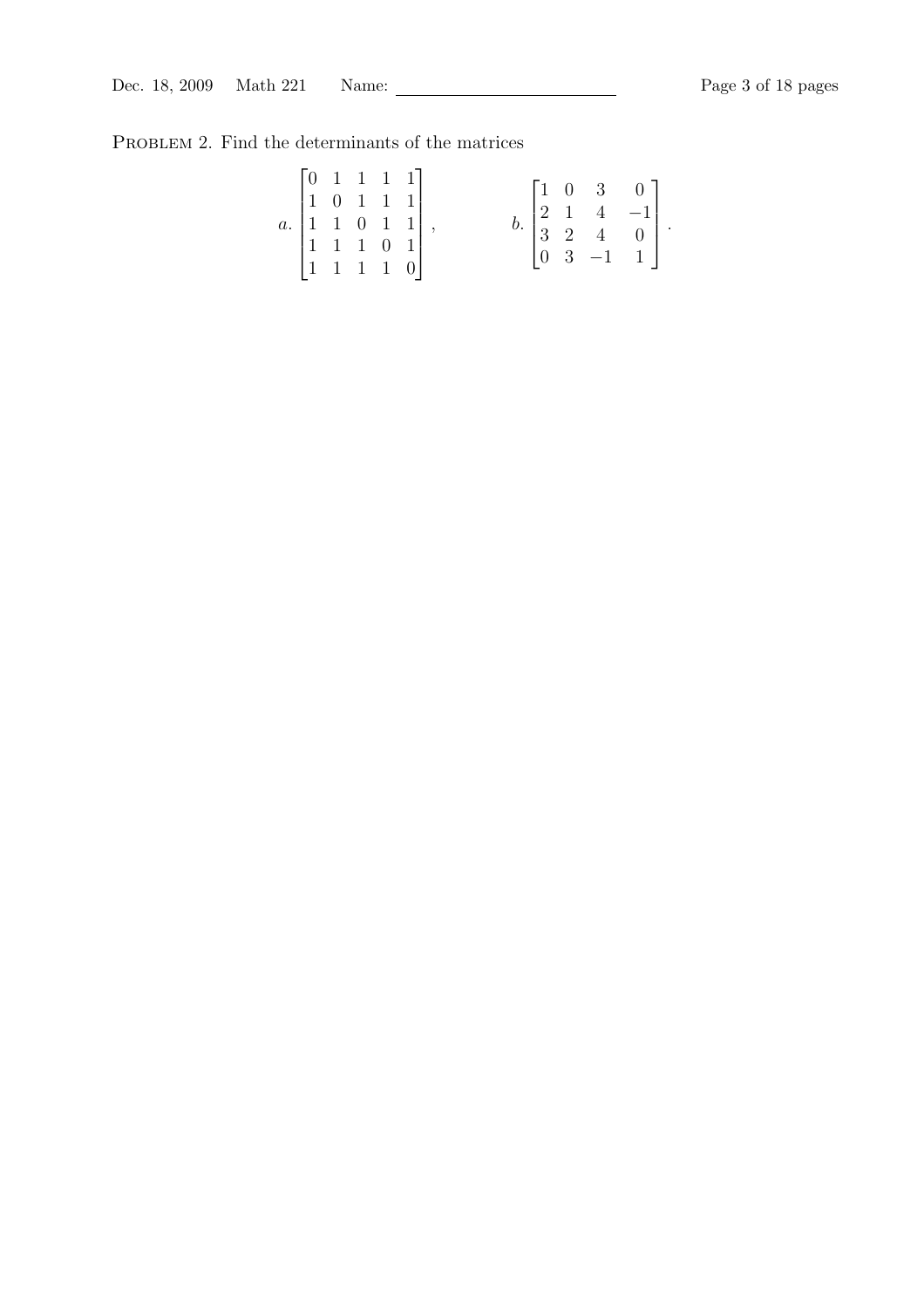PROBLEM 2. Find the determinants of the matrices

$$a. \begin{bmatrix} 0 & 1 & 1 & 1 & 1 \\ 1 & 0 & 1 & 1 & 1 \\ 1 & 1 & 0 & 1 & 1 \\ 1 & 1 & 1 & 0 & 1 \\ 1 & 1 & 1 & 1 & 0 \end{bmatrix}, \qquad b. \begin{bmatrix} 1 & 0 & 3 & 0 \\ 2 & 1 & 4 & -1 \\ 3 & 2 & 4 & 0 \\ 0 & 3 & -1 & 1 \end{bmatrix}.$$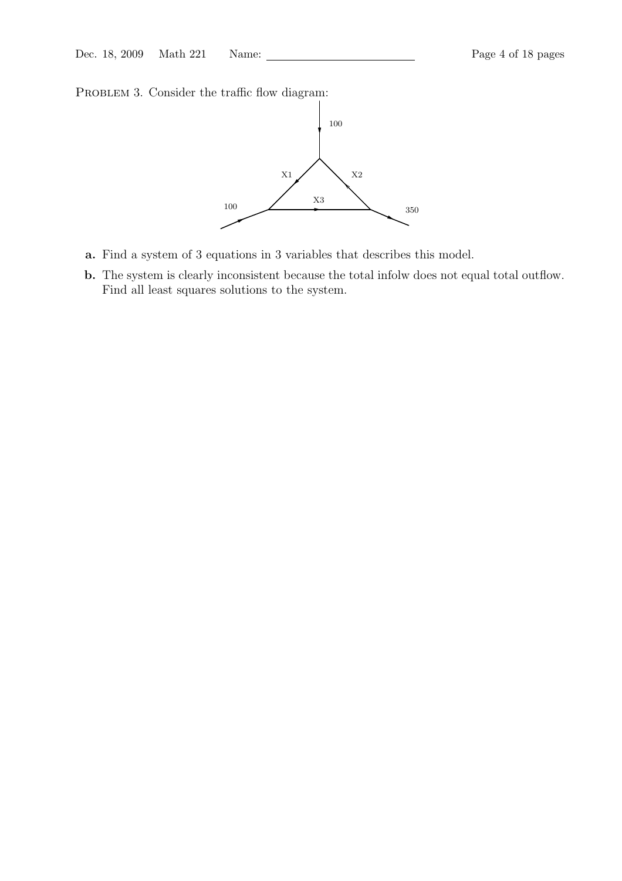PROBLEM 3. Consider the traffic flow diagram:

**a.** Find a system of 3 equations in 3 variables that describes this model.

**b.** The system is clearly inconsistent because the total infolw does not equal total outflow. Find all least squares solutions to the system.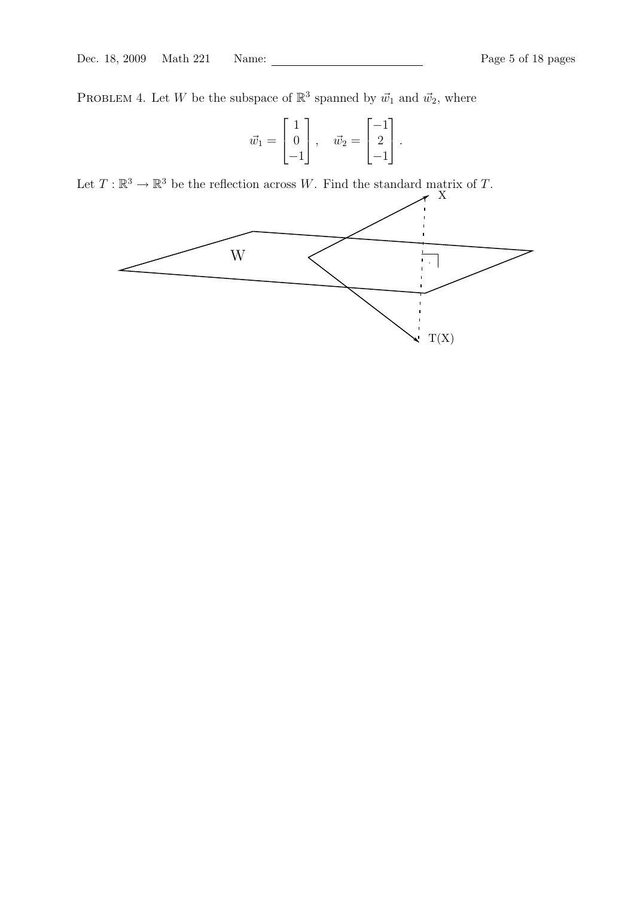PROBLEM 4. Let $W$ be the subspace of $\mathbb{R}^3$ spanned by $\vec{w}_1$ and $\vec{w}_2$, where

$$\vec{w}_1 = \begin{bmatrix} 1 \\ 0 \\ -1 \end{bmatrix}, \quad \vec{w}_2 = \begin{bmatrix} -1 \\ 2 \\ -1 \end{bmatrix}.$$

Let $T : \mathbb{R}^3 \to \mathbb{R}^3$ be the reflection across $W$. Find the standard matrix of $T$.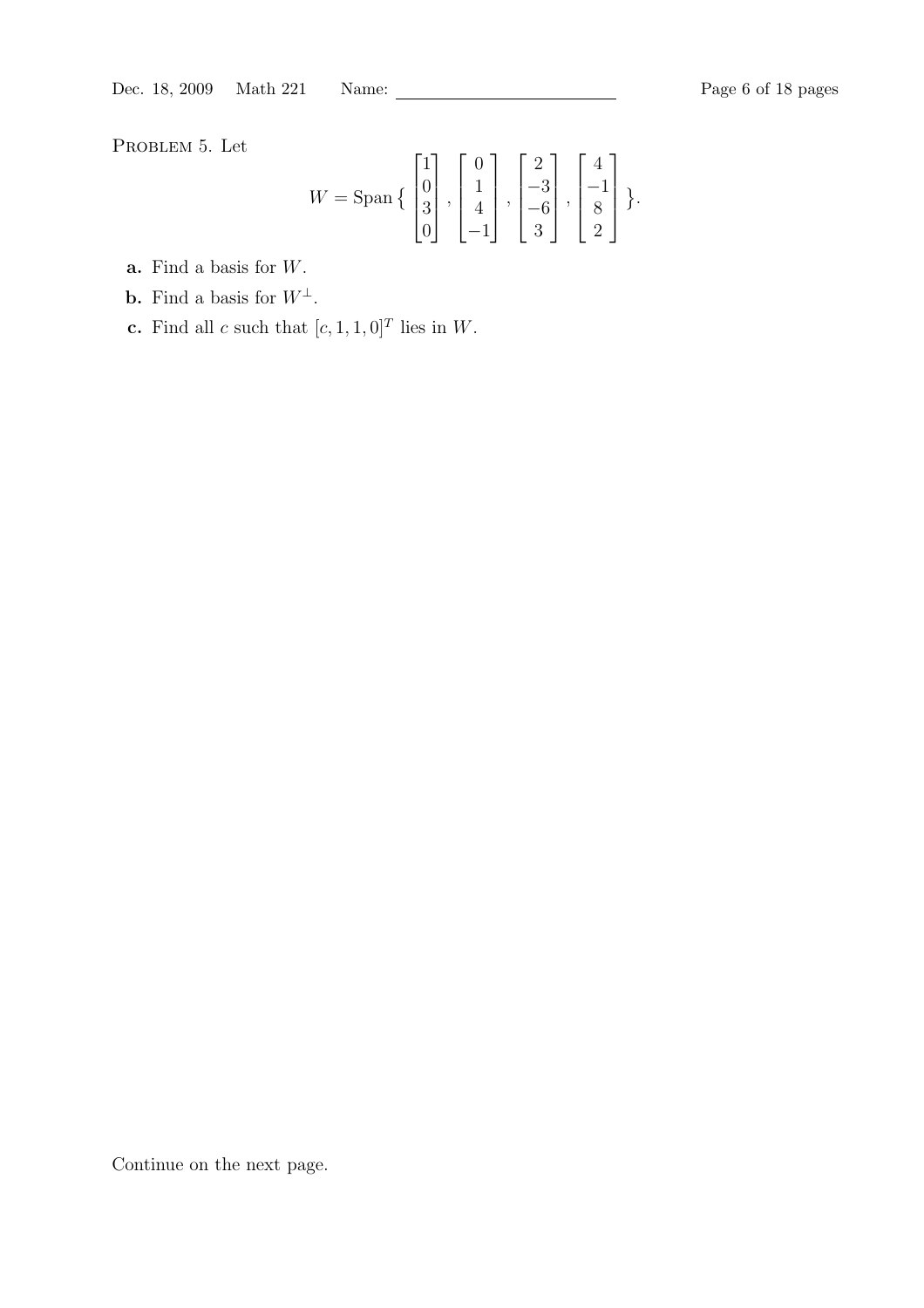Problem 5. Let

$$W = \text{Span}\left\{ \begin{bmatrix} 1 \\ 0 \\ 3 \\ 0 \end{bmatrix}, \begin{bmatrix} 0 \\ 1 \\ 4 \\ -1 \end{bmatrix}, \begin{bmatrix} 2 \\ -3 \\ -6 \\ 3 \end{bmatrix}, \begin{bmatrix} 4 \\ -1 \\ 8 \\ 2 \end{bmatrix} \right\}.$$

**a.** Find a basis for $W$.

**b.** Find a basis for $W^\perp$.

**c.** Find all $c$ such that $[c, 1, 1, 0]^T$ lies in $W$.

Continue on the next page.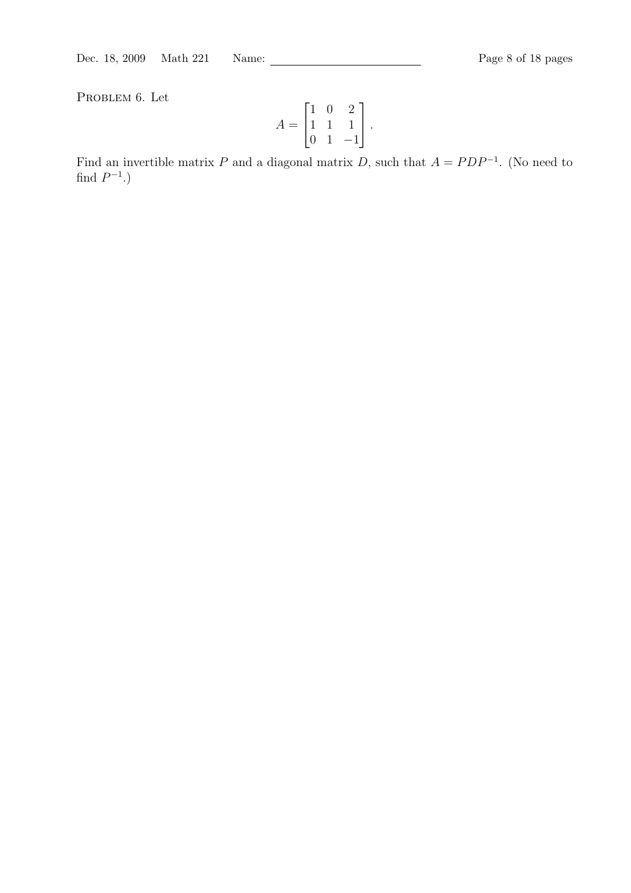Problem 6. Let

$$A = \begin{bmatrix} 1 & 0 & 2 \\ 1 & 1 & 1 \\ 0 & 1 & -1 \end{bmatrix}.$$

Find an invertible matrix $P$ and a diagonal matrix $D$, such that $A = PDP^{-1}$. (No need to find $P^{-1}$.)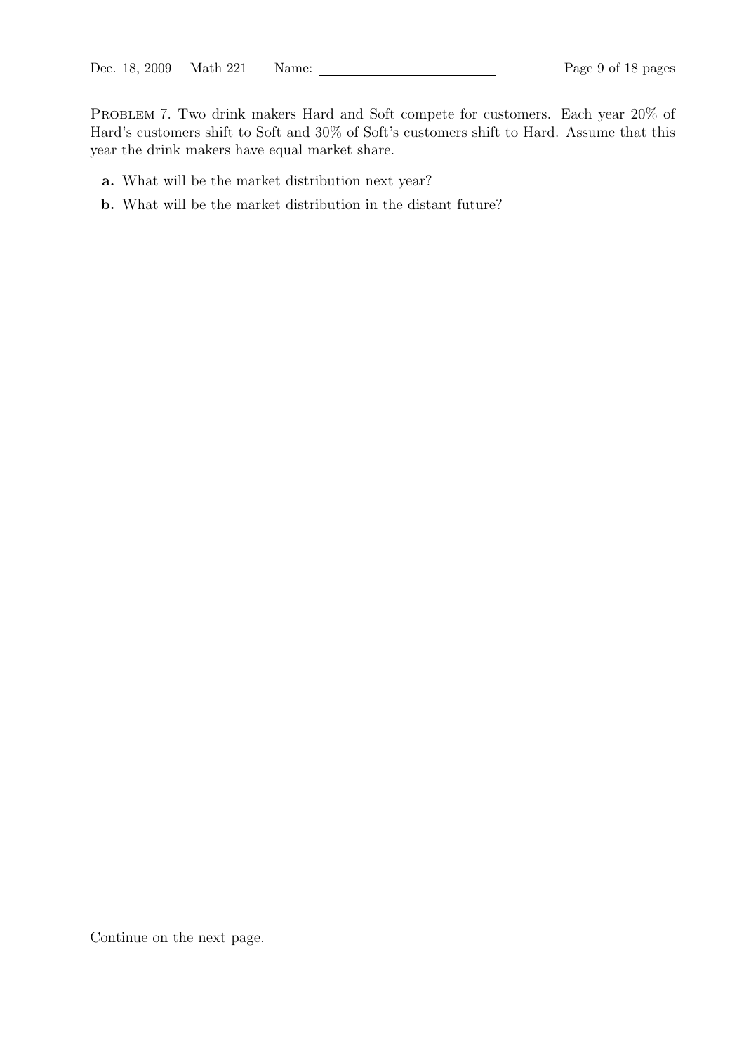PROBLEM 7. Two drink makers Hard and Soft compete for customers. Each year 20% of Hard's customers shift to Soft and 30% of Soft's customers shift to Hard. Assume that this year the drink makers have equal market share.

**a.** What will be the market distribution next year?

**b.** What will be the market distribution in the distant future?

Continue on the next page.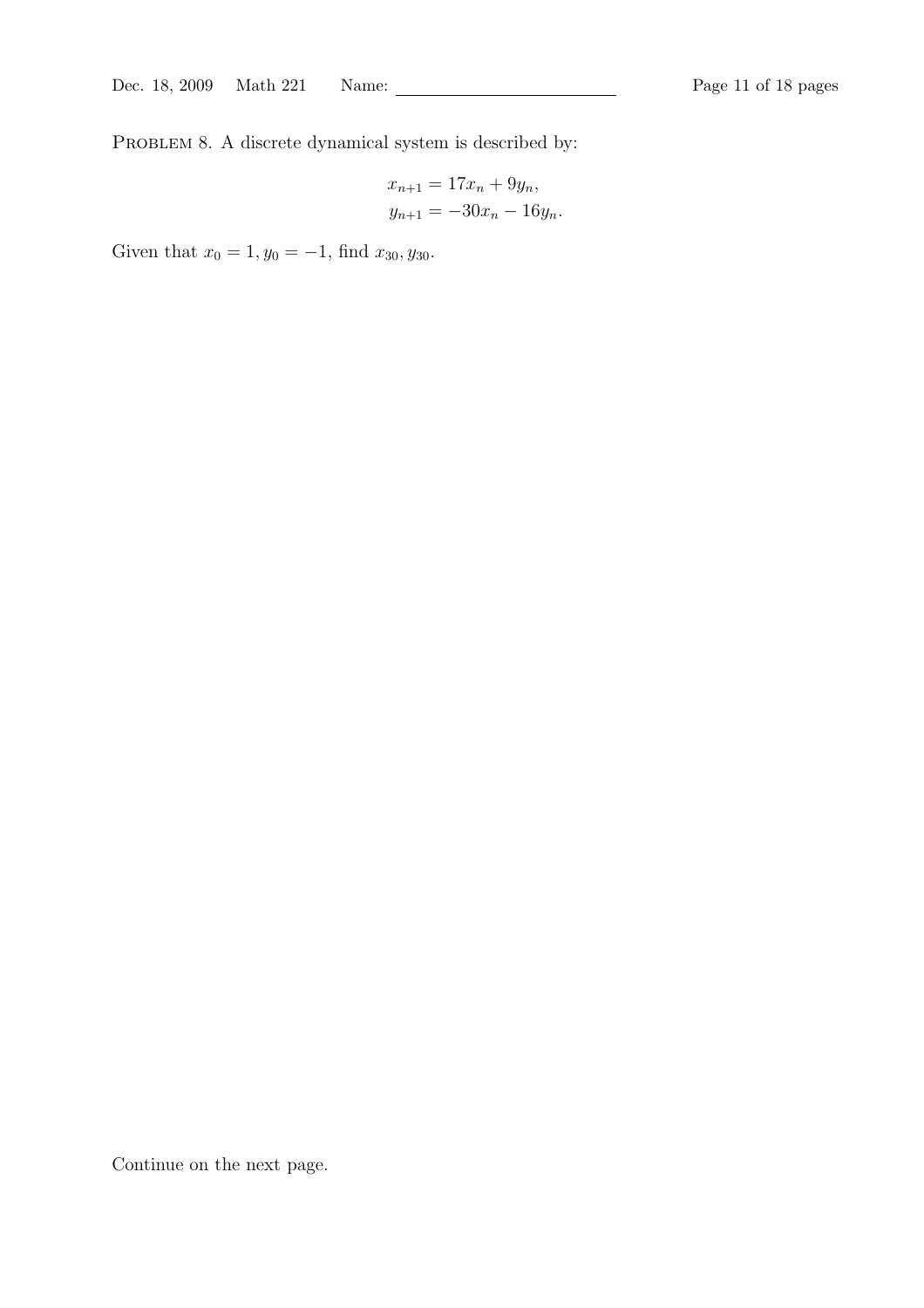Problem 8. A discrete dynamical system is described by:

$$
\begin{aligned}
x_{n+1} &= 17x_n + 9y_n, \\
y_{n+1} &= -30x_n - 16y_n.
\end{aligned}
$$

Given that $x_0 = 1, y_0 = -1$, find $x_{30}, y_{30}$.

Continue on the next page.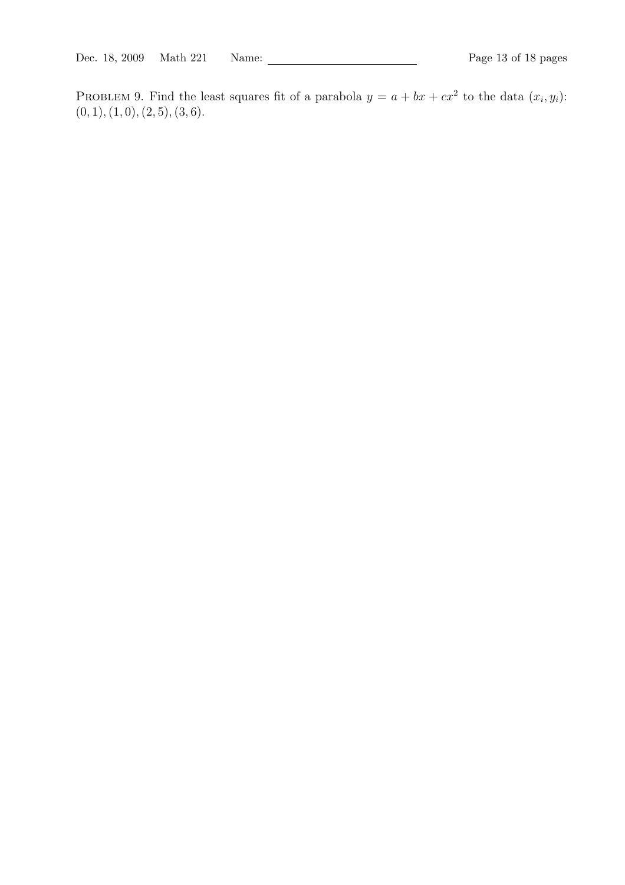Problem 9. Find the least squares fit of a parabola $y = a + bx + cx^2$ to the data $(x_i, y_i)$: $(0, 1), (1, 0), (2, 5), (3, 6)$.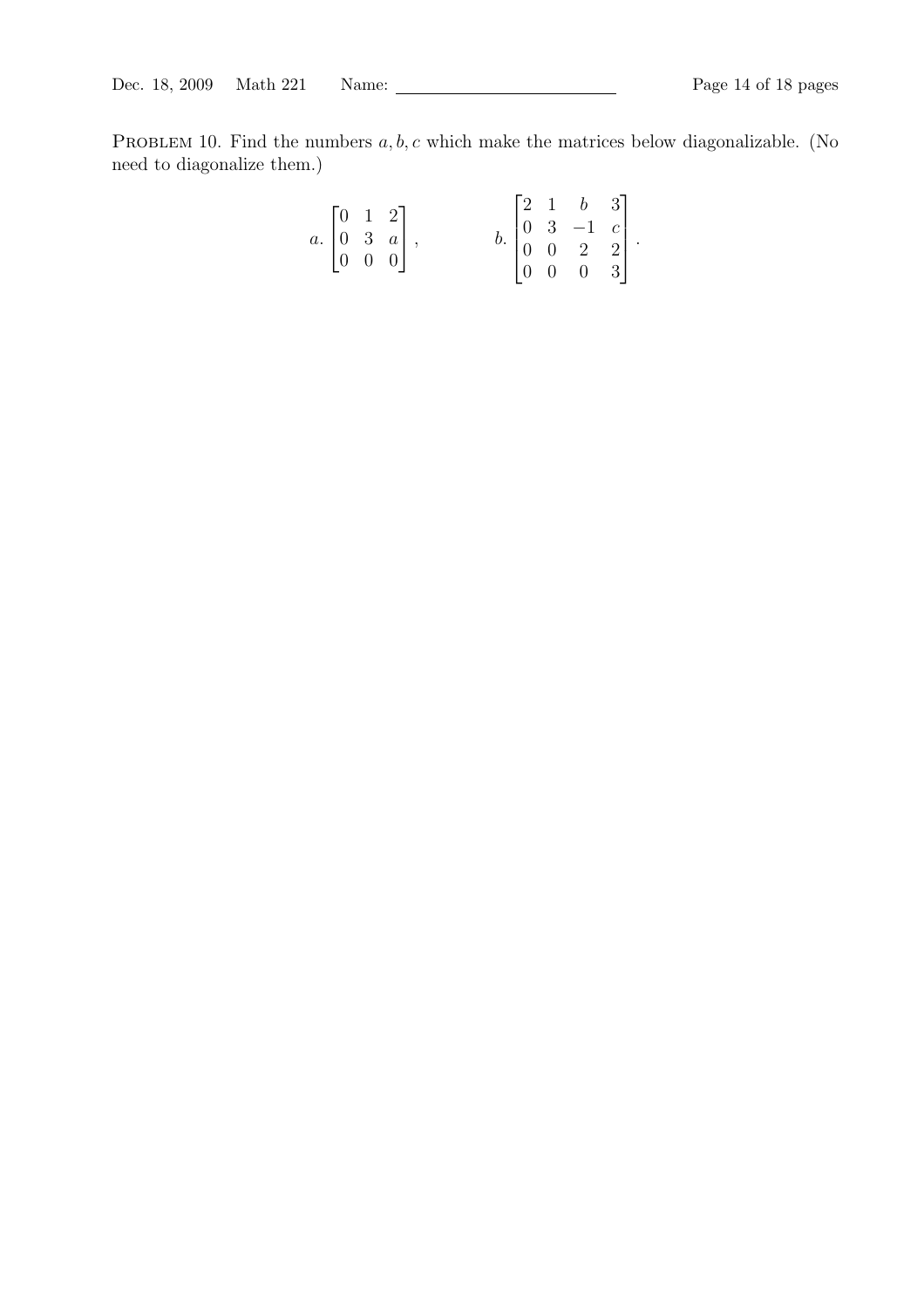PROBLEM 10. Find the numbers $a, b, c$ which make the matrices below diagonalizable. (No need to diagonalize them.)

$$a. \begin{bmatrix} 0 & 1 & 2 \\ 0 & 3 & a \\ 0 & 0 & 0 \end{bmatrix}, \qquad b. \begin{bmatrix} 2 & 1 & b & 3 \\ 0 & 3 & -1 & c \\ 0 & 0 & 2 & 2 \\ 0 & 0 & 0 & 3 \end{bmatrix}.$$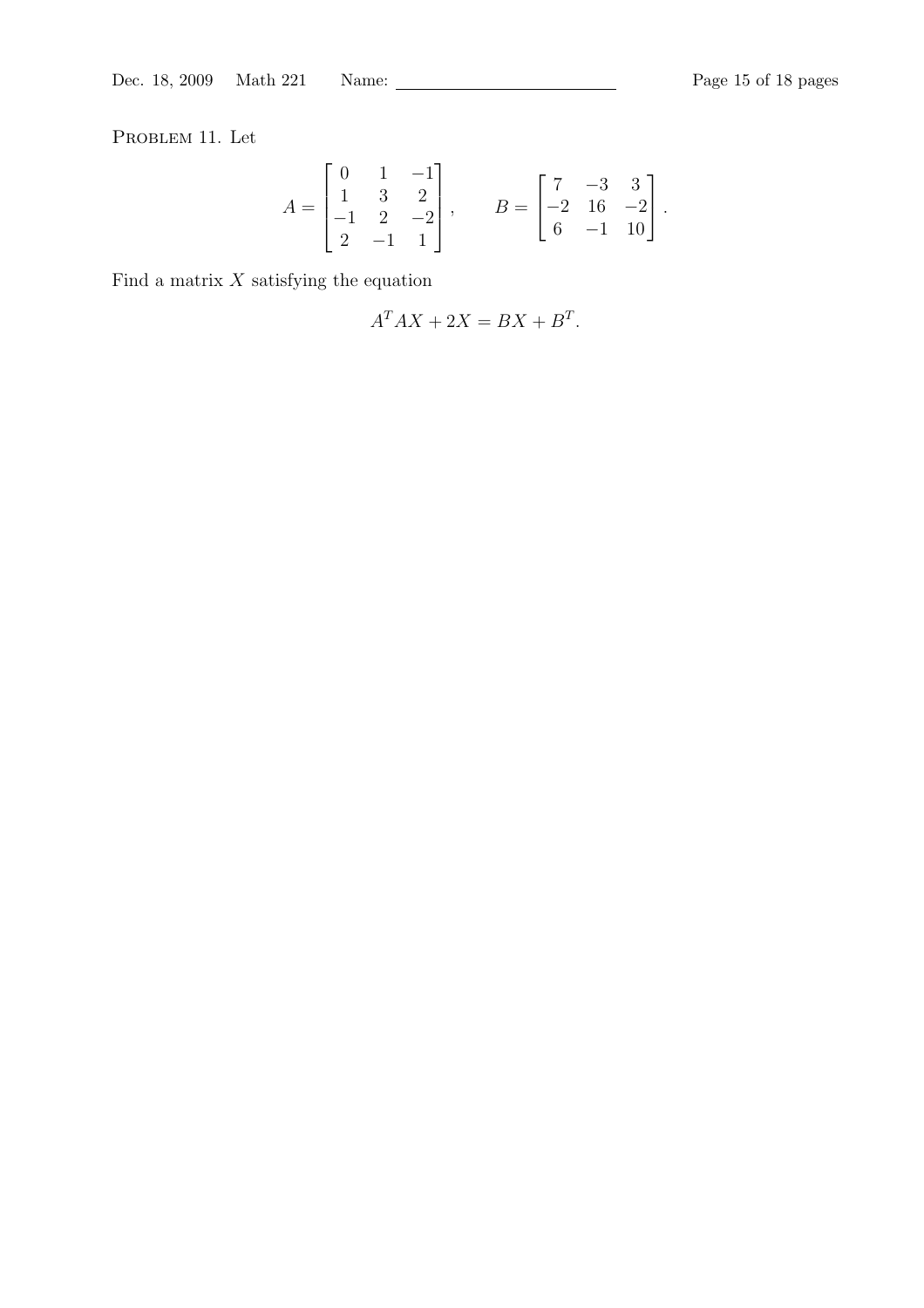Problem 11. Let

$$A = \begin{bmatrix} 0 & 1 & -1 \\ 1 & 3 & 2 \\ -1 & 2 & -2 \\ 2 & -1 & 1 \end{bmatrix}, \qquad B = \begin{bmatrix} 7 & -3 & 3 \\ -2 & 16 & -2 \\ 6 & -1 & 10 \end{bmatrix}.$$

Find a matrix $X$ satisfying the equation

$$A^T AX + 2X = BX + B^T.$$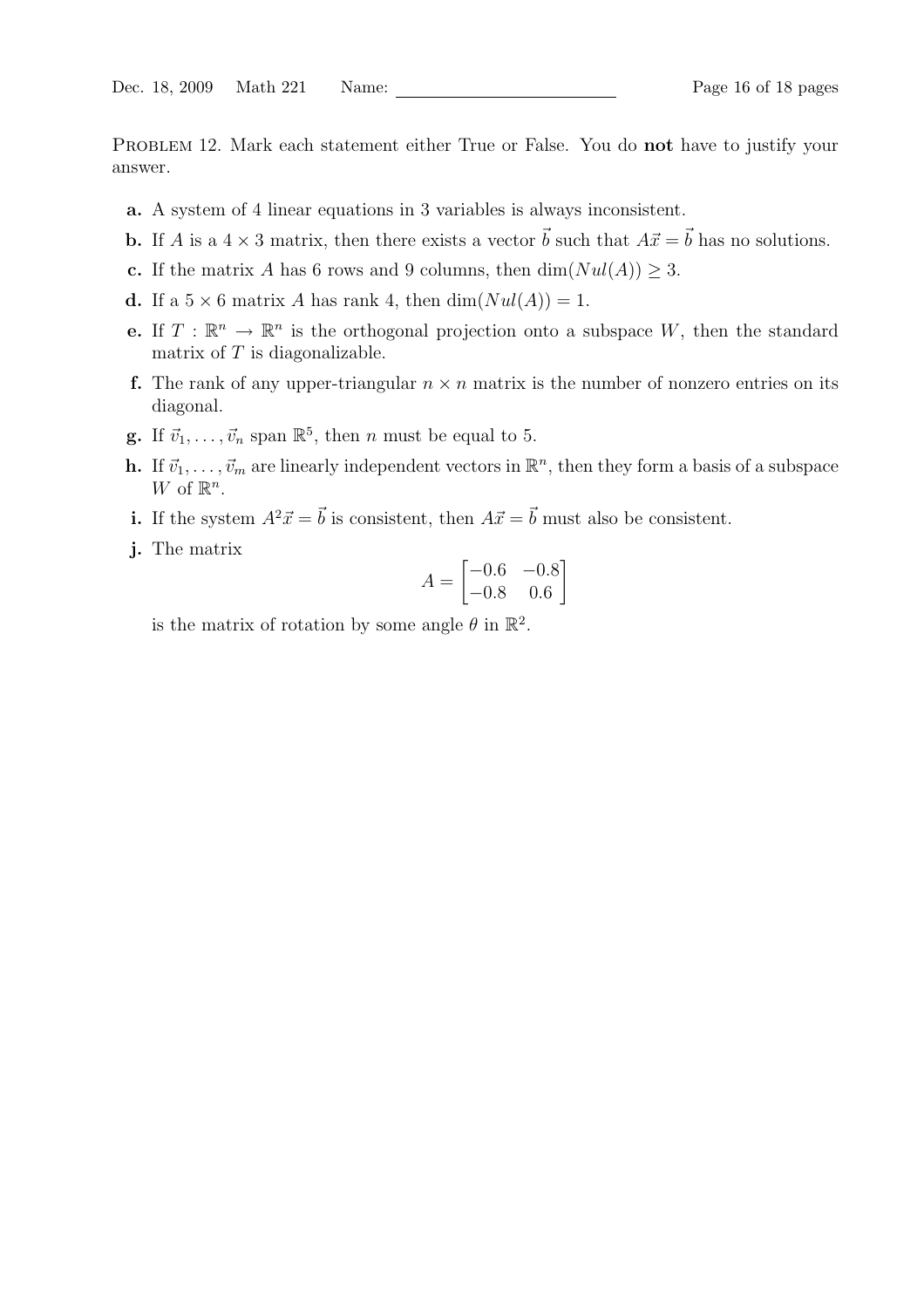PROBLEM 12. Mark each statement either True or False. You do **not** have to justify your answer.

- **a.** A system of 4 linear equations in 3 variables is always inconsistent.
- **b.** If $A$ is a $4 \times 3$ matrix, then there exists a vector $\vec{b}$ such that $A\vec{x} = \vec{b}$ has no solutions.
- **c.** If the matrix $A$ has 6 rows and 9 columns, then $\dim(Nul(A)) \geq 3$.
- **d.** If a $5 \times 6$ matrix $A$ has rank 4, then $\dim(Nul(A)) = 1$.
- **e.** If $T : \mathbb{R}^n \to \mathbb{R}^n$ is the orthogonal projection onto a subspace $W$, then the standard matrix of $T$ is diagonalizable.
- **f.** The rank of any upper-triangular $n \times n$ matrix is the number of nonzero entries on its diagonal.
- **g.** If $\vec{v}_1, \ldots, \vec{v}_n$ span $\mathbb{R}^5$, then $n$ must be equal to 5.
- **h.** If $\vec{v}_1, \ldots, \vec{v}_m$ are linearly independent vectors in $\mathbb{R}^n$, then they form a basis of a subspace $W$ of $\mathbb{R}^n$.
- **i.** If the system $A^2\vec{x} = \vec{b}$ is consistent, then $A\vec{x} = \vec{b}$ must also be consistent.
- **j.** The matrix
$$A = \begin{bmatrix} -0.6 & -0.8 \\ -0.8 & 0.6 \end{bmatrix}$$
is the matrix of rotation by some angle $\theta$ in $\mathbb{R}^2$.